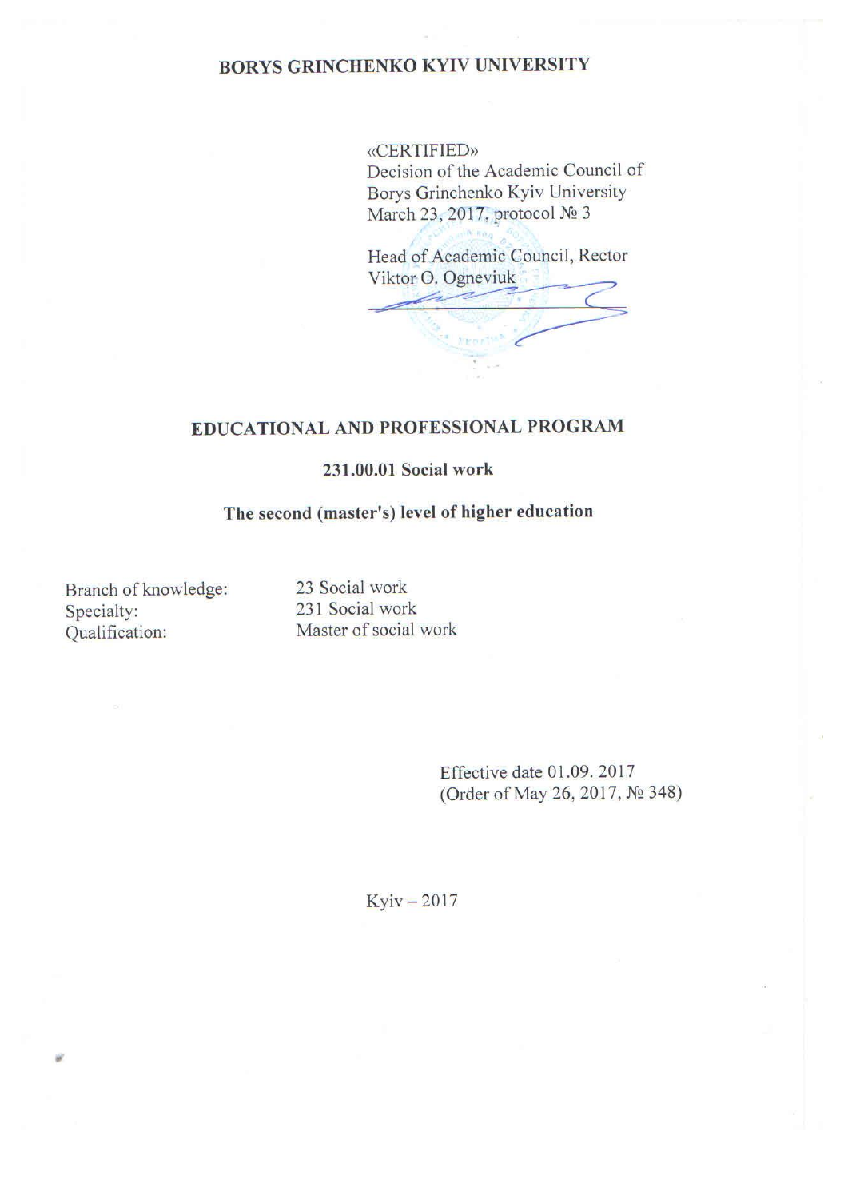# BORYS GRINCHENKO KYIV UNIVERSITY

«CERTIFIED»
Decision of the Academic Council of
Borys Grinchenko Kyiv University
March 23, 2017, protocol № 3

Head of Academic Council, Rector
Viktor O. Ogneviuk

## EDUCATIONAL AND PROFESSIONAL PROGRAM

### 231.00.01 Social work

### The second (master's) level of higher education

| | |
|---|---|
| Branch of knowledge: | 23 Social work |
| Specialty: | 231 Social work |
| Qualification: | Master of social work |

Effective date 01.09. 2017
(Order of May 26, 2017, № 348)

Kyiv – 2017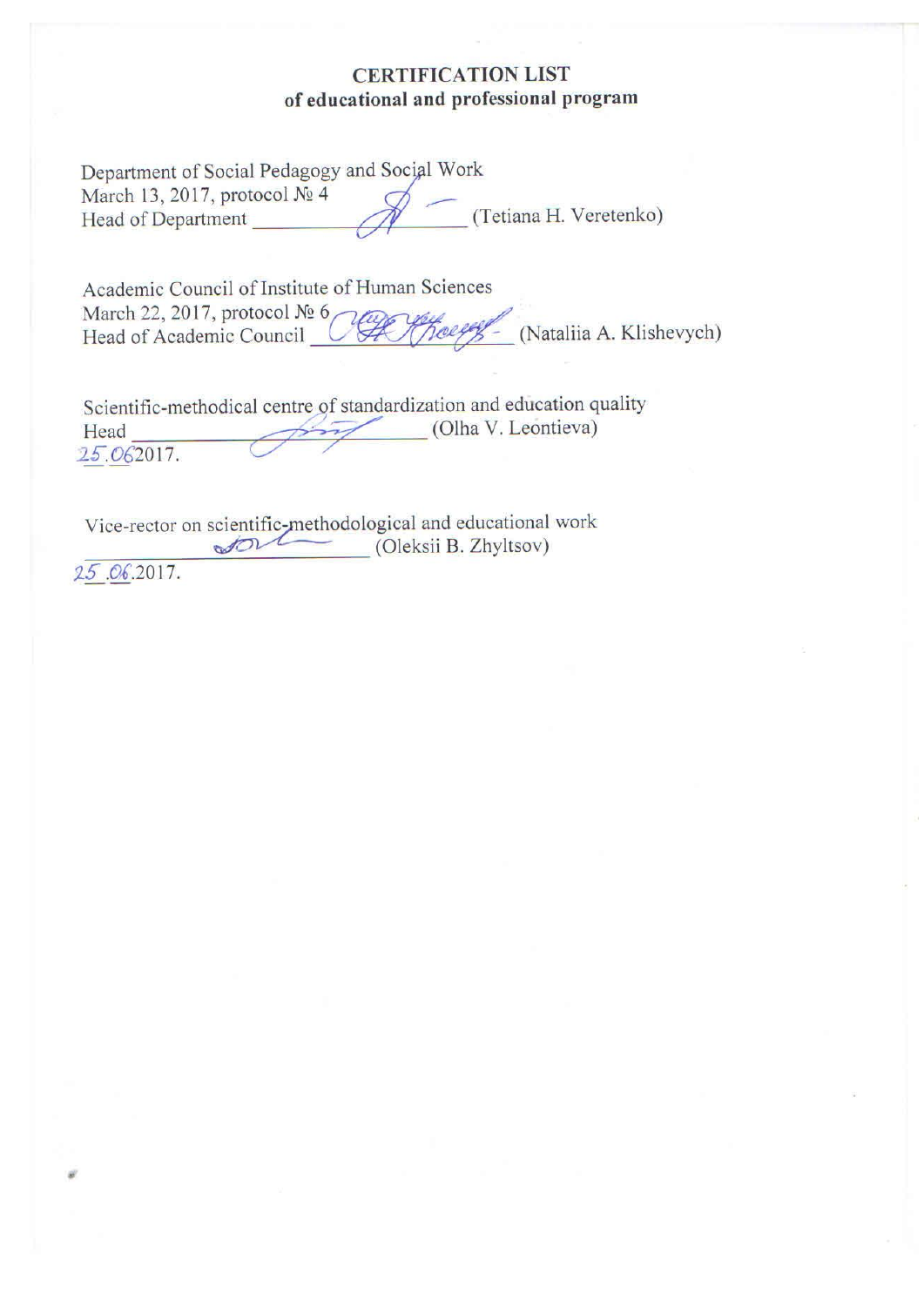**CERTIFICATION LIST**
**of educational and professional program**

Department of Social Pedagogy and Social Work
March 13, 2017, protocol № 4
Head of Department \_\_\_\_\_\_\_\_\_\_\_\_\_\_\_\_ (Tetiana H. Veretenko)

Academic Council of Institute of Human Sciences
March 22, 2017, protocol № 6
Head of Academic Council \_\_\_\_\_\_\_\_\_\_\_\_\_\_\_\_ (Nataliia A. Klishevych)

Scientific-methodical centre of standardization and education quality
Head \_\_\_\_\_\_\_\_\_\_\_\_\_\_\_\_ (Olha V. Leontieva)
25.06.2017.

Vice-rector on scientific-methodological and educational work
\_\_\_\_\_\_\_\_\_\_\_\_\_\_\_\_ (Oleksii B. Zhyltsov)
25.06.2017.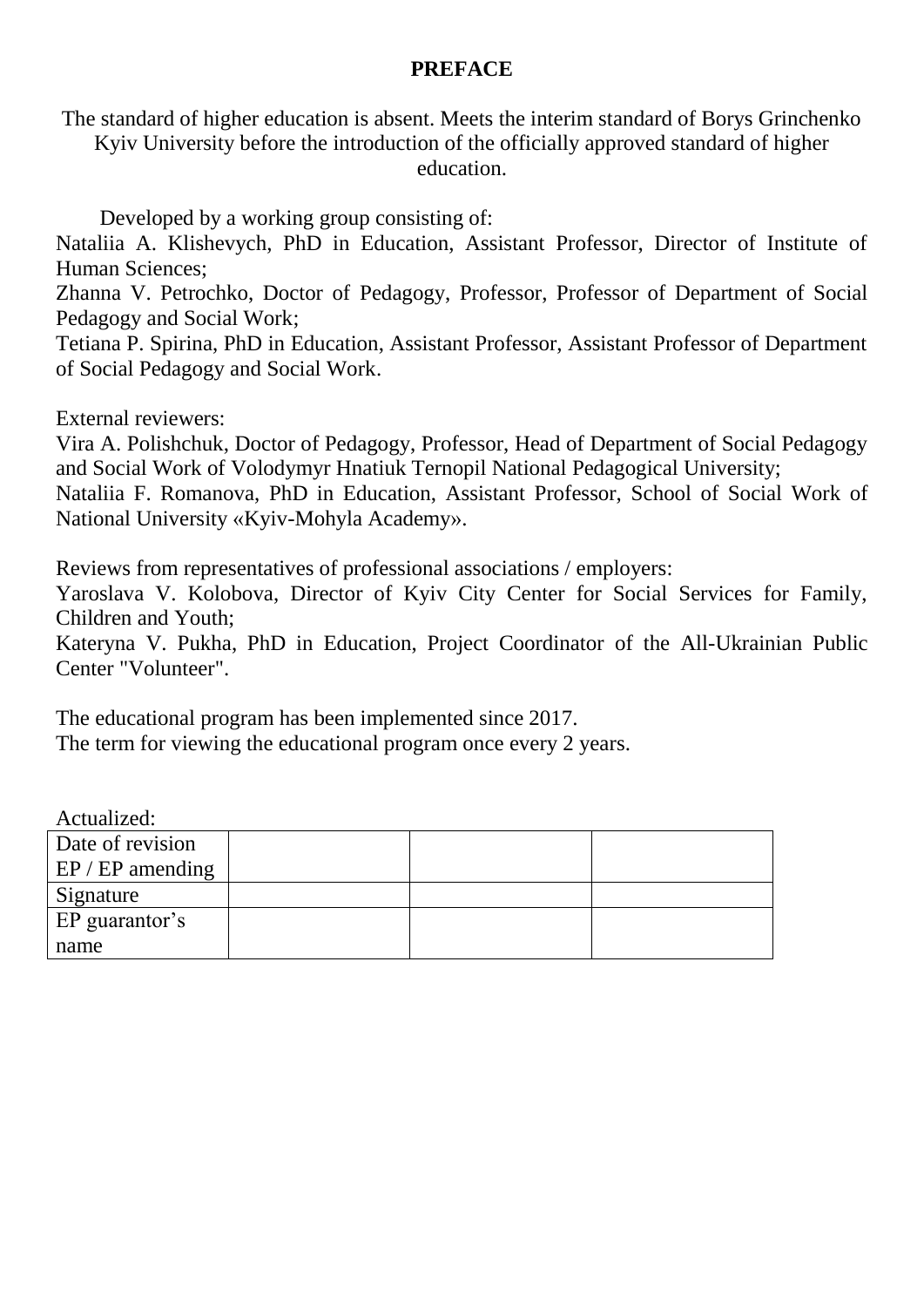**PREFACE**

The standard of higher education is absent. Meets the interim standard of Borys Grinchenko Kyiv University before the introduction of the officially approved standard of higher education.

Developed by a working group consisting of:
Nataliia A. Klishevych, PhD in Education, Assistant Professor, Director of Institute of Human Sciences;
Zhanna V. Petrochko, Doctor of Pedagogy, Professor, Professor of Department of Social Pedagogy and Social Work;
Tetiana P. Spirina, PhD in Education, Assistant Professor, Assistant Professor of Department of Social Pedagogy and Social Work.

External reviewers:
Vira A. Polishchuk, Doctor of Pedagogy, Professor, Head of Department of Social Pedagogy and Social Work of Volodymyr Hnatiuk Ternopil National Pedagogical University;
Nataliia F. Romanova, PhD in Education, Assistant Professor, School of Social Work of National University «Kyiv-Mohyla Academy».

Reviews from representatives of professional associations / employers:
Yaroslava V. Kolobova, Director of Kyiv City Center for Social Services for Family, Children and Youth;
Kateryna V. Pukha, PhD in Education, Project Coordinator of the All-Ukrainian Public Center "Volunteer".

The educational program has been implemented since 2017.
The term for viewing the educational program once every 2 years.

Actualized:

| Date of revision EP / EP amending | | | |
|---|---|---|---|
| Signature | | | |
| EP guarantor's name | | | |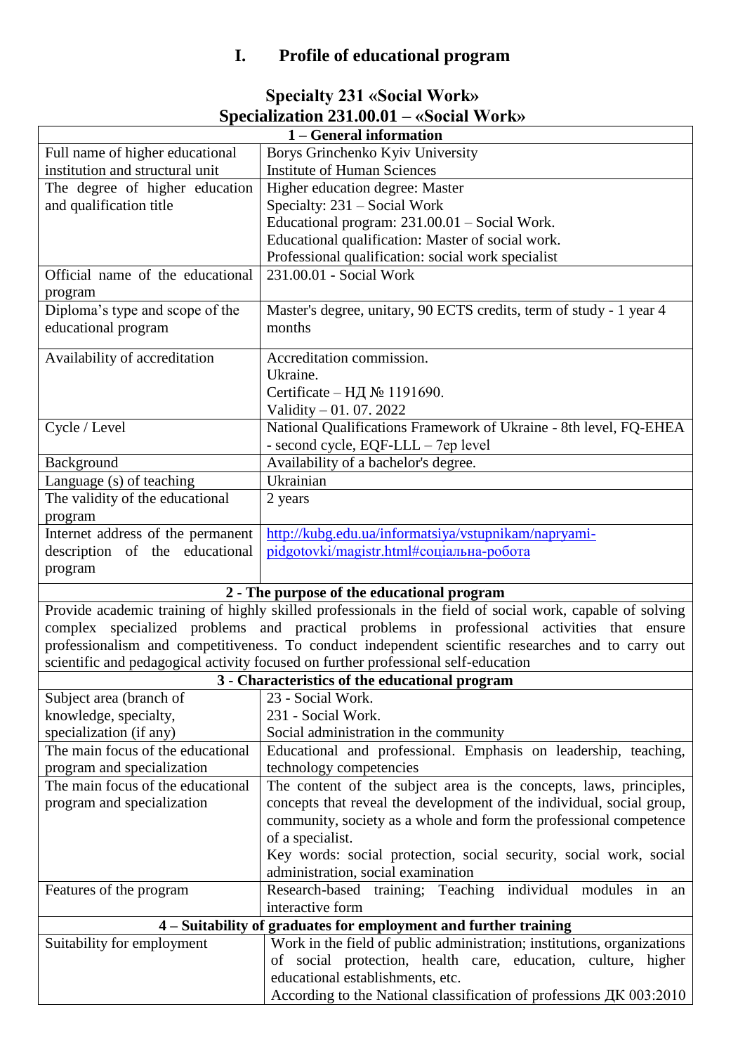# I. Profile of educational program

## Specialty 231 «Social Work»
## Specialization 231.00.01 – «Social Work»

| 1 – General information | |
|---|---|
| Full name of higher educational institution and structural unit | Borys Grinchenko Kyiv University<br>Institute of Human Sciences |
| The degree of higher education and qualification title | Higher education degree: Master<br>Specialty: 231 – Social Work<br>Educational program: 231.00.01 – Social Work.<br>Educational qualification: Master of social work.<br>Professional qualification: social work specialist |
| Official name of the educational program | 231.00.01 - Social Work |
| Diploma's type and scope of the educational program | Master's degree, unitary, 90 ECTS credits, term of study - 1 year 4 months |
| Availability of accreditation | Accreditation commission.<br>Ukraine.<br>Certificate – НД № 1191690.<br>Validity – 01. 07. 2022 |
| Cycle / Level | National Qualifications Framework of Ukraine - 8th level, FQ-EHEA - second cycle, EQF-LLL – 7ер level |
| Background | Availability of a bachelor's degree. |
| Language (s) of teaching | Ukrainian |
| The validity of the educational program | 2 years |
| Internet address of the permanent description of the educational program | http://kubg.edu.ua/informatsiya/vstupnikam/napryami-pidgotovki/magistr.html#соціальна-робота |
| **2 - The purpose of the educational program** | |
| Provide academic training of highly skilled professionals in the field of social work, capable of solving complex specialized problems and practical problems in professional activities that ensure professionalism and competitiveness. To conduct independent scientific researches and to carry out scientific and pedagogical activity focused on further professional self-education | |
| **3 - Characteristics of the educational program** | |
| Subject area (branch of knowledge, specialty, specialization (if any) | 23 - Social Work.<br>231 - Social Work.<br>Social administration in the community |
| The main focus of the educational program and specialization | Educational and professional. Emphasis on leadership, teaching, technology competencies |
| The main focus of the educational program and specialization | The content of the subject area is the concepts, laws, principles, concepts that reveal the development of the individual, social group, community, society as a whole and form the professional competence of a specialist.<br>Key words: social protection, social security, social work, social administration, social examination |
| Features of the program | Research-based training; Teaching individual modules in an interactive form |
| **4 – Suitability of graduates for employment and further training** | |
| Suitability for employment | Work in the field of public administration; institutions, organizations of social protection, health care, education, culture, higher educational establishments, etc.<br>According to the National classification of professions ДК 003:2010 |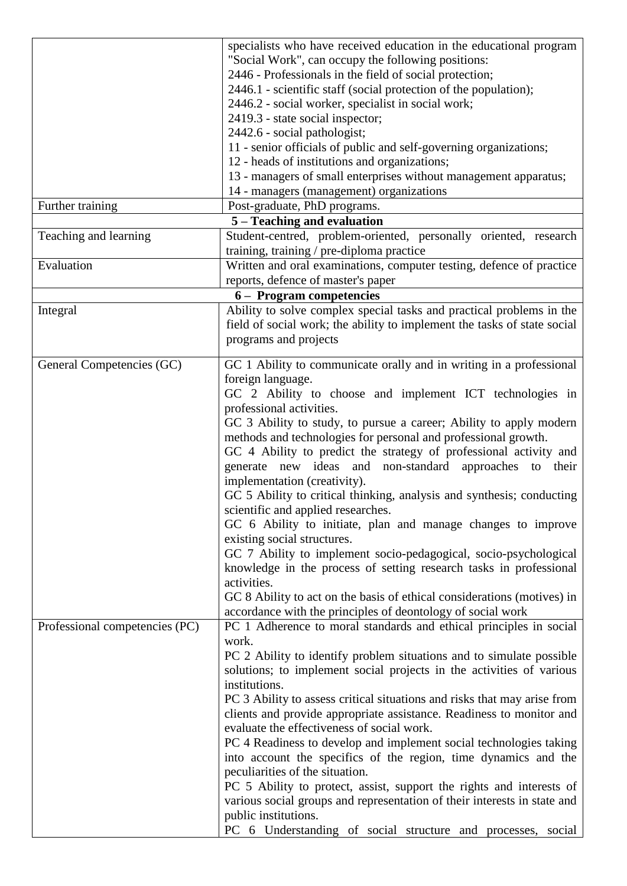| | |
|---|---|
| | specialists who have received education in the educational program "Social Work", can occupy the following positions:<br>2446 - Professionals in the field of social protection;<br>2446.1 - scientific staff (social protection of the population);<br>2446.2 - social worker, specialist in social work;<br>2419.3 - state social inspector;<br>2442.6 - social pathologist;<br>11 - senior officials of public and self-governing organizations;<br>12 - heads of institutions and organizations;<br>13 - managers of small enterprises without management apparatus;<br>14 - managers (management) organizations |
| Further training | Post-graduate, PhD programs. |
| **5 – Teaching and evaluation** | |
| Teaching and learning | Student-centred, problem-oriented, personally oriented, research training, training / pre-diploma practice |
| Evaluation | Written and oral examinations, computer testing, defence of practice reports, defence of master's paper |
| **6 – Program competencies** | |
| Integral | Ability to solve complex special tasks and practical problems in the field of social work; the ability to implement the tasks of state social programs and projects |
| General Competencies (GC) | GC 1 Ability to communicate orally and in writing in a professional foreign language.<br>GC 2 Ability to choose and implement ICT technologies in professional activities.<br>GC 3 Ability to study, to pursue a career; Ability to apply modern methods and technologies for personal and professional growth.<br>GC 4 Ability to predict the strategy of professional activity and generate new ideas and non-standard approaches to their implementation (creativity).<br>GC 5 Ability to critical thinking, analysis and synthesis; conducting scientific and applied researches.<br>GC 6 Ability to initiate, plan and manage changes to improve existing social structures.<br>GC 7 Ability to implement socio-pedagogical, socio-psychological knowledge in the process of setting research tasks in professional activities.<br>GC 8 Ability to act on the basis of ethical considerations (motives) in accordance with the principles of deontology of social work |
| Professional competencies (PC) | PC 1 Adherence to moral standards and ethical principles in social work.<br>PC 2 Ability to identify problem situations and to simulate possible solutions; to implement social projects in the activities of various institutions.<br>PC 3 Ability to assess critical situations and risks that may arise from clients and provide appropriate assistance. Readiness to monitor and evaluate the effectiveness of social work.<br>PC 4 Readiness to develop and implement social technologies taking into account the specifics of the region, time dynamics and the peculiarities of the situation.<br>PC 5 Ability to protect, assist, support the rights and interests of various social groups and representation of their interests in state and public institutions.<br>PC 6 Understanding of social structure and processes, social |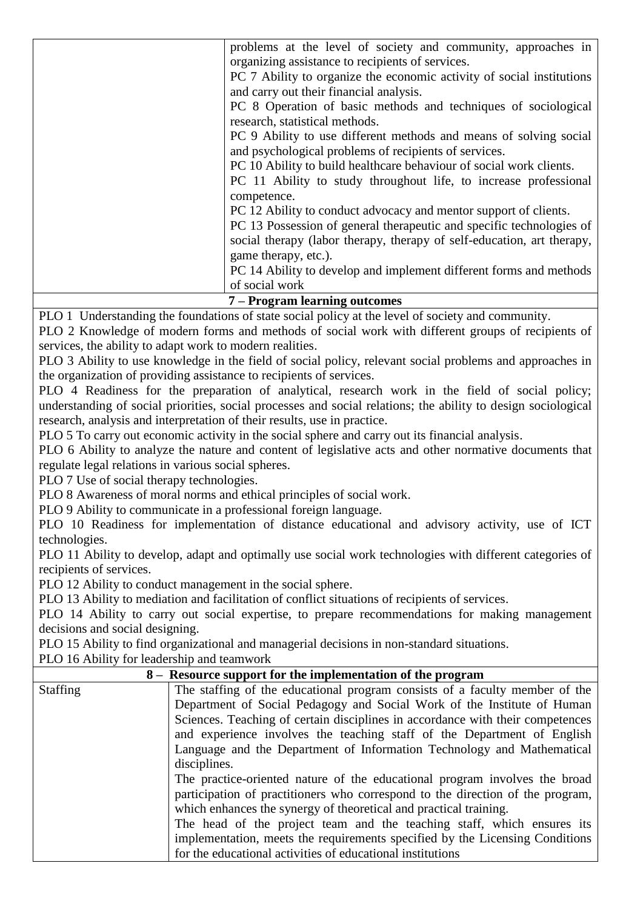| | |
|---|---|
| | problems at the level of society and community, approaches in organizing assistance to recipients of services.<br>PC 7 Ability to organize the economic activity of social institutions and carry out their financial analysis.<br>PC 8 Operation of basic methods and techniques of sociological research, statistical methods.<br>PC 9 Ability to use different methods and means of solving social and psychological problems of recipients of services.<br>PC 10 Ability to build healthcare behaviour of social work clients.<br>PC 11 Ability to study throughout life, to increase professional competence.<br>PC 12 Ability to conduct advocacy and mentor support of clients.<br>PC 13 Possession of general therapeutic and specific technologies of social therapy (labor therapy, therapy of self-education, art therapy, game therapy, etc.).<br>PC 14 Ability to develop and implement different forms and methods of social work |

**7 – Program learning outcomes**

PLO 1 Understanding the foundations of state social policy at the level of society and community.
PLO 2 Knowledge of modern forms and methods of social work with different groups of recipients of services, the ability to adapt work to modern realities.
PLO 3 Ability to use knowledge in the field of social policy, relevant social problems and approaches in the organization of providing assistance to recipients of services.
PLO 4 Readiness for the preparation of analytical, research work in the field of social policy; understanding of social priorities, social processes and social relations; the ability to design sociological research, analysis and interpretation of their results, use in practice.
PLO 5 To carry out economic activity in the social sphere and carry out its financial analysis.
PLO 6 Ability to analyze the nature and content of legislative acts and other normative documents that regulate legal relations in various social spheres.
PLO 7 Use of social therapy technologies.
PLO 8 Awareness of moral norms and ethical principles of social work.
PLO 9 Ability to communicate in a professional foreign language.
PLO 10 Readiness for implementation of distance educational and advisory activity, use of ICT technologies.
PLO 11 Ability to develop, adapt and optimally use social work technologies with different categories of recipients of services.
PLO 12 Ability to conduct management in the social sphere.
PLO 13 Ability to mediation and facilitation of conflict situations of recipients of services.
PLO 14 Ability to carry out social expertise, to prepare recommendations for making management decisions and social designing.
PLO 15 Ability to find organizational and managerial decisions in non-standard situations.
PLO 16 Ability for leadership and teamwork

**8 – Resource support for the implementation of the program**

| | |
|---|---|
| Staffing | The staffing of the educational program consists of a faculty member of the Department of Social Pedagogy and Social Work of the Institute of Human Sciences. Teaching of certain disciplines in accordance with their competences and experience involves the teaching staff of the Department of English Language and the Department of Information Technology and Mathematical disciplines.<br>The practice-oriented nature of the educational program involves the broad participation of practitioners who correspond to the direction of the program, which enhances the synergy of theoretical and practical training.<br>The head of the project team and the teaching staff, which ensures its implementation, meets the requirements specified by the Licensing Conditions for the educational activities of educational institutions |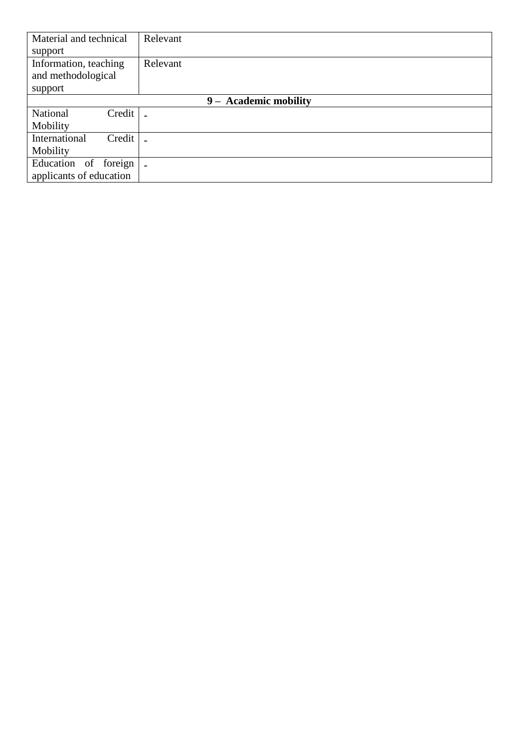| Material and technical support | Relevant |
|---|---|
| Information, teaching and methodological support | Relevant |
| **9 – Academic mobility** | |
| National Credit Mobility | - |
| International Credit Mobility | - |
| Education of foreign applicants of education | - |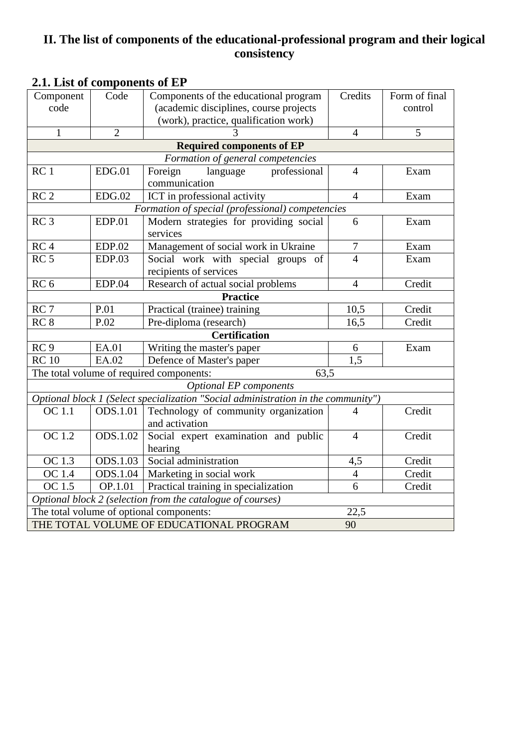## II. The list of components of the educational-professional program and their logical consistency

### 2.1. List of components of EP

| Component code | Code | Components of the educational program (academic disciplines, course projects (work), practice, qualification work) | Credits | Form of final control |
|---|---|---|---|---|
| 1 | 2 | 3 | 4 | 5 |
| **Required components of EP** | | | | |
| *Formation of general competencies* | | | | |
| RC 1 | EDG.01 | Foreign language professional communication | 4 | Exam |
| RC 2 | EDG.02 | ICT in professional activity | 4 | Exam |
| *Formation of special (professional) competencies* | | | | |
| RC 3 | EDP.01 | Modern strategies for providing social services | 6 | Exam |
| RC 4 | EDP.02 | Management of social work in Ukraine | 7 | Exam |
| RC 5 | EDP.03 | Social work with special groups of recipients of services | 4 | Exam |
| RC 6 | EDP.04 | Research of actual social problems | 4 | Credit |
| **Practice** | | | | |
| RC 7 | P.01 | Practical (trainee) training | 10,5 | Credit |
| RC 8 | P.02 | Pre-diploma (research) | 16,5 | Credit |
| **Certification** | | | | |
| RC 9 | EA.01 | Writing the master's paper | 6 | Exam |
| RC 10 | EA.02 | Defence of Master's paper | 1,5 | |
| The total volume of required components: | | | 63,5 | |
| *Optional EP components* | | | | |
| *Optional block 1 (Select specialization "Social administration in the community")* | | | | |
| OC 1.1 | ODS.1.01 | Technology of community organization and activation | 4 | Credit |
| OC 1.2 | ODS.1.02 | Social expert examination and public hearing | 4 | Credit |
| OC 1.3 | ODS.1.03 | Social administration | 4,5 | Credit |
| OC 1.4 | ODS.1.04 | Marketing in social work | 4 | Credit |
| OC 1.5 | OP.1.01 | Practical training in specialization | 6 | Credit |
| *Optional block 2 (selection from the catalogue of courses)* | | | | |
| The total volume of optional components: | | | 22,5 | |
| THE TOTAL VOLUME OF EDUCATIONAL PROGRAM | | | 90 | |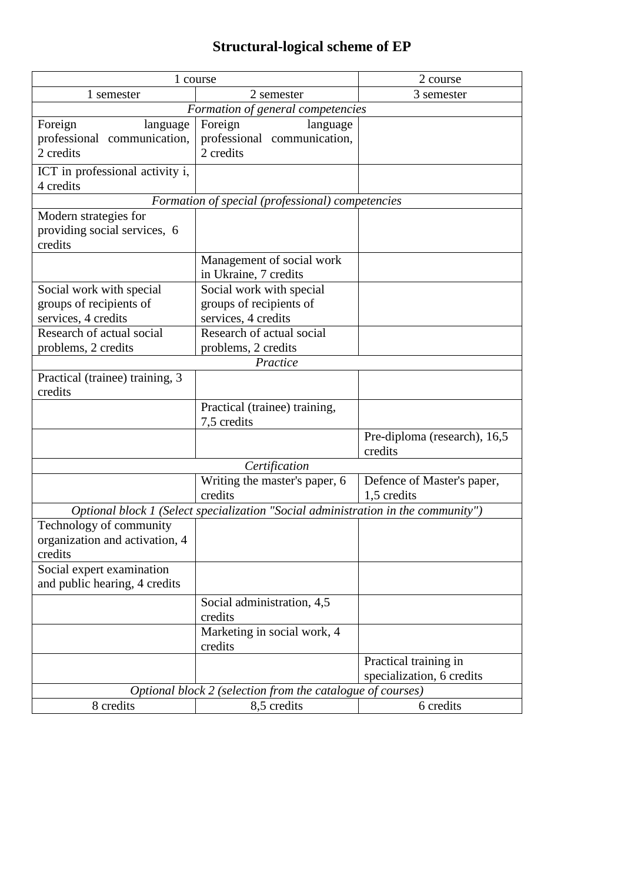# Structural-logical scheme of EP

| 1 course | | 2 course |
|---|---|---|
| 1 semester | 2 semester | 3 semester |
| *Formation of general competencies* | | |
| Foreign language professional communication, 2 credits | Foreign language professional communication, 2 credits | |
| ICT in professional activity i, 4 credits | | |
| *Formation of special (professional) competencies* | | |
| Modern strategies for providing social services, 6 credits | | |
| | Management of social work in Ukraine, 7 credits | |
| Social work with special groups of recipients of services, 4 credits | Social work with special groups of recipients of services, 4 credits | |
| Research of actual social problems, 2 credits | Research of actual social problems, 2 credits | |
| *Practice* | | |
| Practical (trainee) training, 3 credits | | |
| | Practical (trainee) training, 7,5 credits | |
| | | Pre-diploma (research), 16,5 credits |
| *Certification* | | |
| | Writing the master's paper, 6 credits | Defence of Master's paper, 1,5 credits |
| *Optional block 1 (Select specialization "Social administration in the community")* | | |
| Technology of community organization and activation, 4 credits | | |
| Social expert examination and public hearing, 4 credits | | |
| | Social administration, 4,5 credits | |
| | Marketing in social work, 4 credits | |
| | | Practical training in specialization, 6 credits |
| *Optional block 2 (selection from the catalogue of courses)* | | |
| 8 credits | 8,5 credits | 6 credits |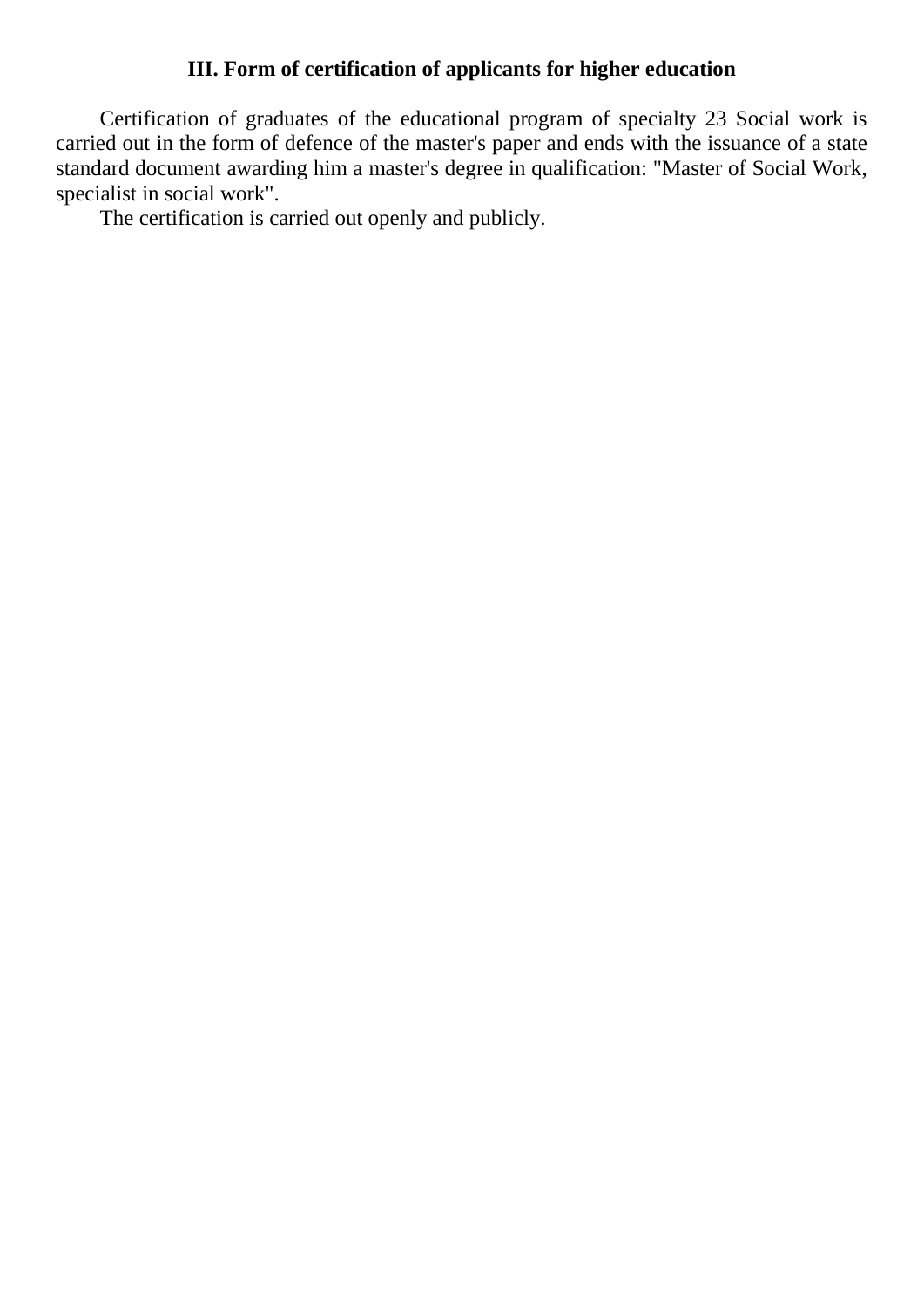## III. Form of certification of applicants for higher education

Certification of graduates of the educational program of specialty 23 Social work is carried out in the form of defence of the master's paper and ends with the issuance of a state standard document awarding him a master's degree in qualification: "Master of Social Work, specialist in social work".

The certification is carried out openly and publicly.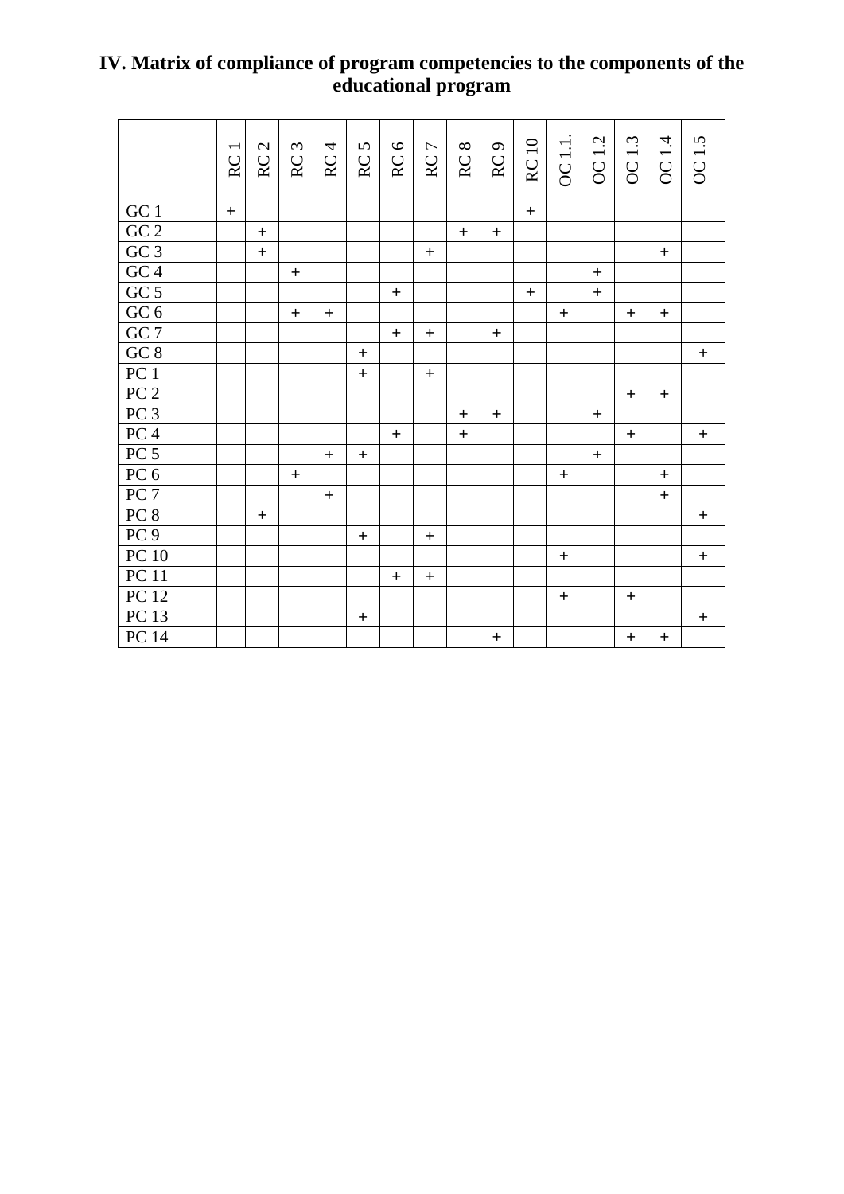# IV. Matrix of compliance of program competencies to the components of the educational program

| | RC 1 | RC 2 | RC 3 | RC 4 | RC 5 | RC 6 | RC 7 | RC 8 | RC 9 | RC 10 | OC 1.1. | OC 1.2 | OC 1.3 | OC 1.4 | OC 1.5 |
|---|---|---|---|---|---|---|---|---|---|---|---|---|---|---|---|
| GC 1 | + | | | | | | | | | + | | | | | |
| GC 2 | | + | | | | | | + | + | | | | | | |
| GC 3 | | + | | | | | + | | | | | | | + | |
| GC 4 | | | + | | | | | | | | | + | | | |
| GC 5 | | | | | | + | | | | + | | + | | | |
| GC 6 | | | + | + | | | | | | | + | | + | + | |
| GC 7 | | | | | | + | + | | + | | | | | | |
| GC 8 | | | | | + | | | | | | | | | | + |
| PC 1 | | | | | + | | + | | | | | | | | |
| PC 2 | | | | | | | | | | | | | + | + | |
| PC 3 | | | | | | | | + | + | | | + | | | |
| PC 4 | | | | | | + | | + | | | | | + | | + |
| PC 5 | | | | + | + | | | | | | | + | | | |
| PC 6 | | | + | | | | | | | | + | | | + | |
| PC 7 | | | | + | | | | | | | | | | + | |
| PC 8 | | + | | | | | | | | | | | | | + |
| PC 9 | | | | | + | | + | | | | | | | | |
| PC 10 | | | | | | | | | | | + | | | | + |
| PC 11 | | | | | | + | + | | | | | | | | |
| PC 12 | | | | | | | | | | | + | | + | | |
| PC 13 | | | | | + | | | | | | | | | | + |
| PC 14 | | | | | | | | | + | | | | + | + | |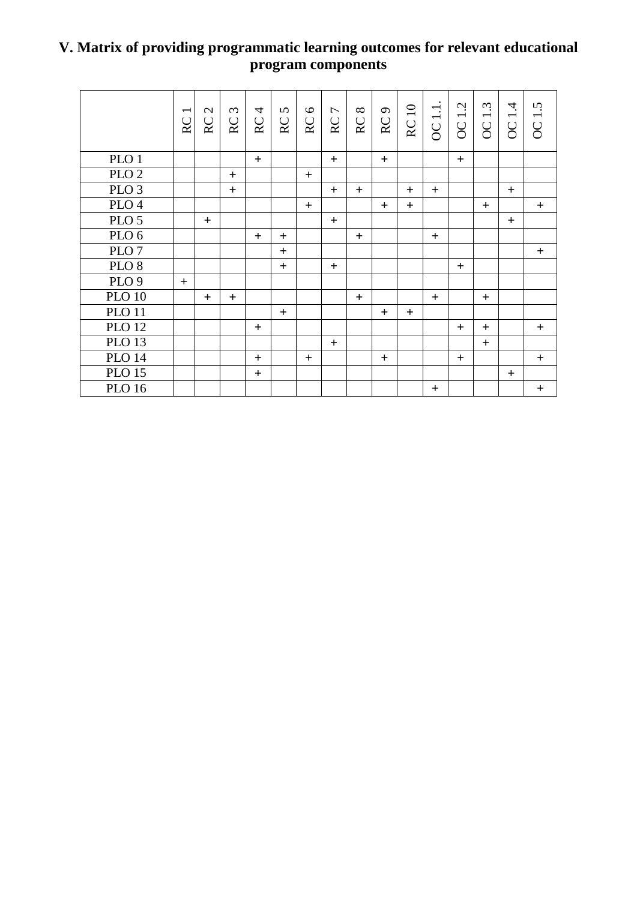# V. Matrix of providing programmatic learning outcomes for relevant educational program components

| | RC 1 | RC 2 | RC 3 | RC 4 | RC 5 | RC 6 | RC 7 | RC 8 | RC 9 | RC 10 | OC 1.1. | OC 1.2 | OC 1.3 | OC 1.4 | OC 1.5 |
|---|---|---|---|---|---|---|---|---|---|---|---|---|---|---|---|
| PLO 1 | | | | + | | | + | | + | | | + | | | |
| PLO 2 | | | + | | | + | | | | | | | | | |
| PLO 3 | | | + | | | | + | + | | + | + | | | + | |
| PLO 4 | | | | | | + | | | + | + | | | + | | + |
| PLO 5 | | + | | | | | + | | | | | | | + | |
| PLO 6 | | | | + | + | | | + | | | + | | | | |
| PLO 7 | | | | | + | | | | | | | | | | + |
| PLO 8 | | | | | + | | + | | | | | + | | | |
| PLO 9 | + | | | | | | | | | | | | | | |
| PLO 10 | | + | + | | | | | + | | | + | | + | | |
| PLO 11 | | | | | + | | | | + | + | | | | | |
| PLO 12 | | | | + | | | | | | | | + | + | | + |
| PLO 13 | | | | | | | + | | | | | | + | | |
| PLO 14 | | | | + | | + | | | + | | | + | | | + |
| PLO 15 | | | | + | | | | | | | | | | + | |
| PLO 16 | | | | | | | | | | | + | | | | + |